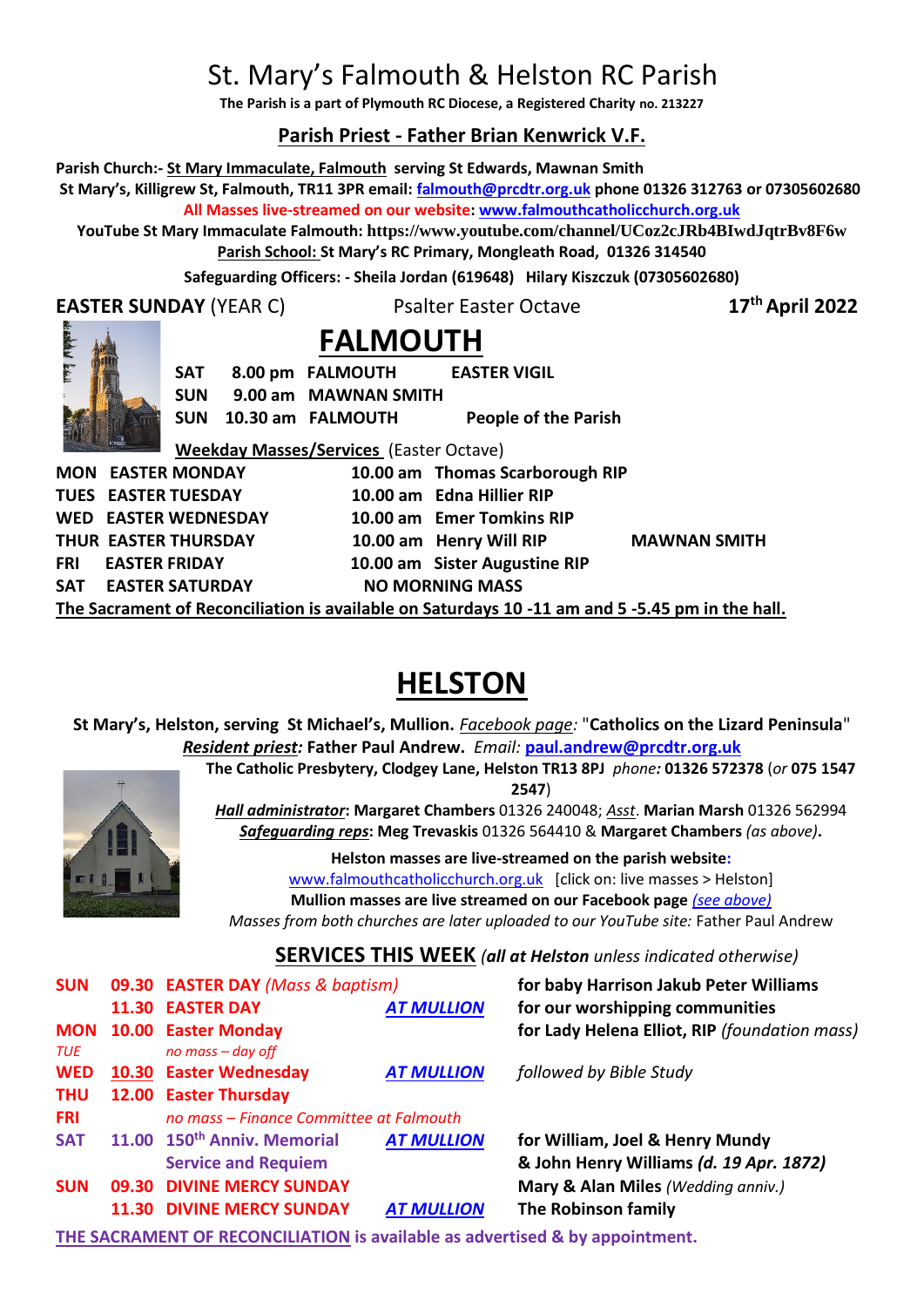# St. Mary's Falmouth & Helston RC Parish

**The Parish is a part of Plymouth RC Diocese, a Registered Charity no. 213227**

## Parish Priest - Father Brian Kenwrick V.F.

**Parish Church:- St Mary Immaculate, Falmouth serving St Edwards, Mawnan Smith**
**St Mary's, Killigrew St, Falmouth, TR11 3PR email: falmouth@prcdtr.org.uk phone 01326 312763 or 07305602680**
**All Masses live-streamed on our website: www.falmouthcatholicchurch.org.uk**
**YouTube St Mary Immaculate Falmouth: https://www.youtube.com/channel/UCoz2cJRb4BIwdJqtrBv8F6w**
**Parish School: St Mary's RC Primary, Mongleath Road, 01326 314540**
**Safeguarding Officers: - Sheila Jordan (619648) Hilary Kiszczuk (07305602680)**

**EASTER SUNDAY** (YEAR C) Psalter Easter Octave **17th April 2022**

# FALMOUTH

| | | | |
|---|---|---|---|
| **SAT** | **8.00 pm** | **FALMOUTH** | **EASTER VIGIL** |
| **SUN** | **9.00 am** | **MAWNAN SMITH** | |
| **SUN** | **10.30 am** | **FALMOUTH** | **People of the Parish** |

**Weekday Masses/Services** (Easter Octave)

| | | | | |
|---|---|---|---|---|
| **MON** | **EASTER MONDAY** | **10.00 am** | **Thomas Scarborough RIP** | |
| **TUES** | **EASTER TUESDAY** | **10.00 am** | **Edna Hillier RIP** | |
| **WED** | **EASTER WEDNESDAY** | **10.00 am** | **Emer Tomkins RIP** | |
| **THUR** | **EASTER THURSDAY** | **10.00 am** | **Henry Will RIP** | **MAWNAN SMITH** |
| **FRI** | **EASTER FRIDAY** | **10.00 am** | **Sister Augustine RIP** | |
| **SAT** | **EASTER SATURDAY** | **NO MORNING MASS** | | |

**The Sacrament of Reconciliation is available on Saturdays 10 -11 am and 5 -5.45 pm in the hall.**

# HELSTON

**St Mary's, Helston, serving St Michael's, Mullion.** *Facebook page:* "**Catholics on the Lizard Peninsula**"
***Resident priest:*** **Father Paul Andrew.** *Email:* **paul.andrew@prcdtr.org.uk**
**The Catholic Presbytery, Clodgey Lane, Helston TR13 8PJ** *phone:* **01326 572378** (*or* **075 1547 2547**)
***Hall administrator*: Margaret Chambers** 01326 240048; *Asst*. **Marian Marsh** 01326 562994
***Safeguarding reps*: Meg Trevaskis** 01326 564410 & **Margaret Chambers** *(as above)*.

**Helston masses are live-streamed on the parish website:**
www.falmouthcatholicchurch.org.uk [click on: live masses > Helston]
**Mullion masses are live streamed on our Facebook page** *(see above)*
*Masses from both churches are later uploaded to our YouTube site:* Father Paul Andrew

## SERVICES THIS WEEK *(all at Helston unless indicated otherwise)*

| | | | | |
|---|---|---|---|---|
| **SUN** | **09.30** | **EASTER DAY** *(Mass & baptism)* | | **for baby Harrison Jakub Peter Williams** |
| | **11.30** | **EASTER DAY** | ***AT MULLION*** | **for our worshipping communities** |
| **MON** | **10.00** | **Easter Monday** | | **for Lady Helena Elliot, RIP** *(foundation mass)* |
| *TUE* | | *no mass – day off* | | |
| **WED** | **10.30** | **Easter Wednesday** | ***AT MULLION*** | *followed by Bible Study* |
| **THU** | **12.00** | **Easter Thursday** | | |
| **FRI** | | *no mass – Finance Committee at Falmouth* | | |
| **SAT** | **11.00** | **150th Anniv. Memorial Service and Requiem** | ***AT MULLION*** | **for William, Joel & Henry Mundy & John Henry Williams** ***(d. 19 Apr. 1872)*** |
| **SUN** | **09.30** | **DIVINE MERCY SUNDAY** | | **Mary & Alan Miles** *(Wedding anniv.)* |
| | **11.30** | **DIVINE MERCY SUNDAY** | ***AT MULLION*** | **The Robinson family** |

**THE SACRAMENT OF RECONCILIATION is available as advertised & by appointment.**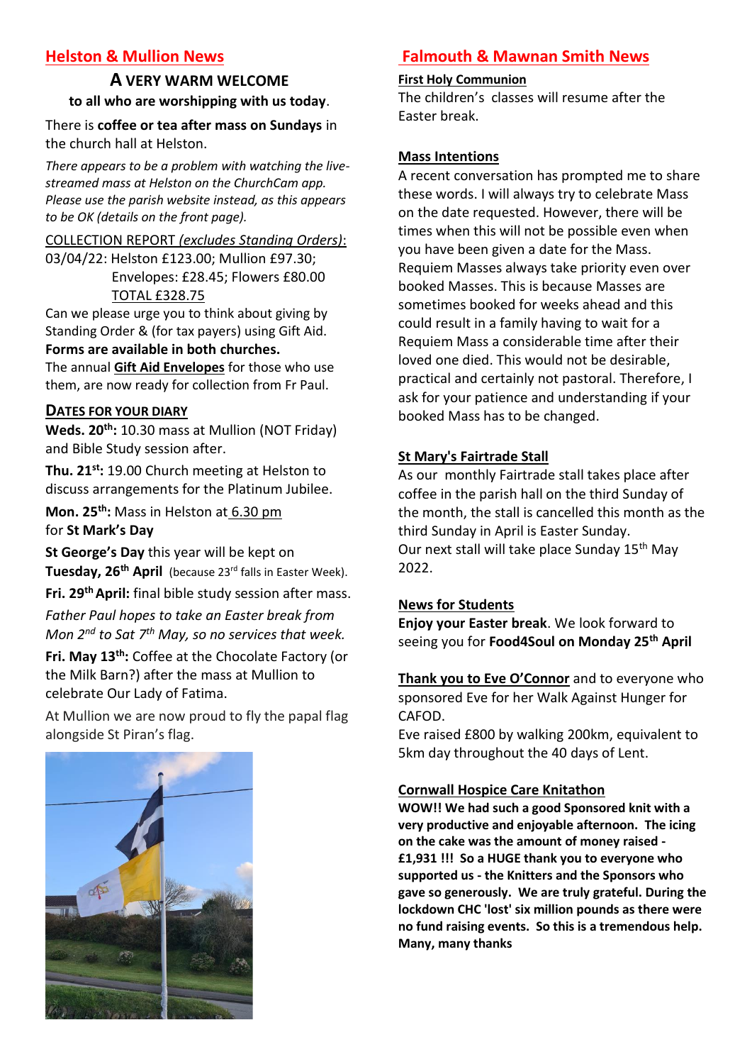## Helston & Mullion News

### A VERY WARM WELCOME

**to all who are worshipping with us today**.

There is **coffee or tea after mass on Sundays** in the church hall at Helston.

*There appears to be a problem with watching the live-streamed mass at Helston on the ChurchCam app. Please use the parish website instead, as this appears to be OK (details on the front page).*

COLLECTION REPORT *(excludes Standing Orders)*:
03/04/22: Helston £123.00; Mullion £97.30;
Envelopes: £28.45; Flowers £80.00
TOTAL £328.75

Can we please urge you to think about giving by Standing Order & (for tax payers) using Gift Aid. **Forms are available in both churches.**
The annual **Gift Aid Envelopes** for those who use them, are now ready for collection from Fr Paul.

**DATES FOR YOUR DIARY**

**Weds. 20th:** 10.30 mass at Mullion (NOT Friday) and Bible Study session after.

**Thu. 21st:** 19.00 Church meeting at Helston to discuss arrangements for the Platinum Jubilee.

**Mon. 25th:** Mass in Helston at 6.30 pm for **St Mark's Day**

**St George's Day** this year will be kept on **Tuesday, 26th April** (because 23rd falls in Easter Week).

**Fri. 29th April:** final bible study session after mass.

*Father Paul hopes to take an Easter break from Mon 2nd to Sat 7th May, so no services that week.*

**Fri. May 13th:** Coffee at the Chocolate Factory (or the Milk Barn?) after the mass at Mullion to celebrate Our Lady of Fatima.

At Mullion we are now proud to fly the papal flag alongside St Piran's flag.

## Falmouth & Mawnan Smith News

**First Holy Communion**

The children's classes will resume after the Easter break.

**Mass Intentions**

A recent conversation has prompted me to share these words. I will always try to celebrate Mass on the date requested. However, there will be times when this will not be possible even when you have been given a date for the Mass. Requiem Masses always take priority even over booked Masses. This is because Masses are sometimes booked for weeks ahead and this could result in a family having to wait for a Requiem Mass a considerable time after their loved one died. This would not be desirable, practical and certainly not pastoral. Therefore, I ask for your patience and understanding if your booked Mass has to be changed.

**St Mary's Fairtrade Stall**

As our monthly Fairtrade stall takes place after coffee in the parish hall on the third Sunday of the month, the stall is cancelled this month as the third Sunday in April is Easter Sunday.
Our next stall will take place Sunday 15th May 2022.

**News for Students**

**Enjoy your Easter break**. We look forward to seeing you for **Food4Soul on Monday 25th April**

**Thank you to Eve O'Connor** and to everyone who sponsored Eve for her Walk Against Hunger for CAFOD.
Eve raised £800 by walking 200km, equivalent to 5km day throughout the 40 days of Lent.

**Cornwall Hospice Care Knitathon**

**WOW!! We had such a good Sponsored knit with a very productive and enjoyable afternoon. The icing on the cake was the amount of money raised - £1,931 !!! So a HUGE thank you to everyone who supported us - the Knitters and the Sponsors who gave so generously. We are truly grateful. During the lockdown CHC 'lost' six million pounds as there were no fund raising events. So this is a tremendous help. Many, many thanks**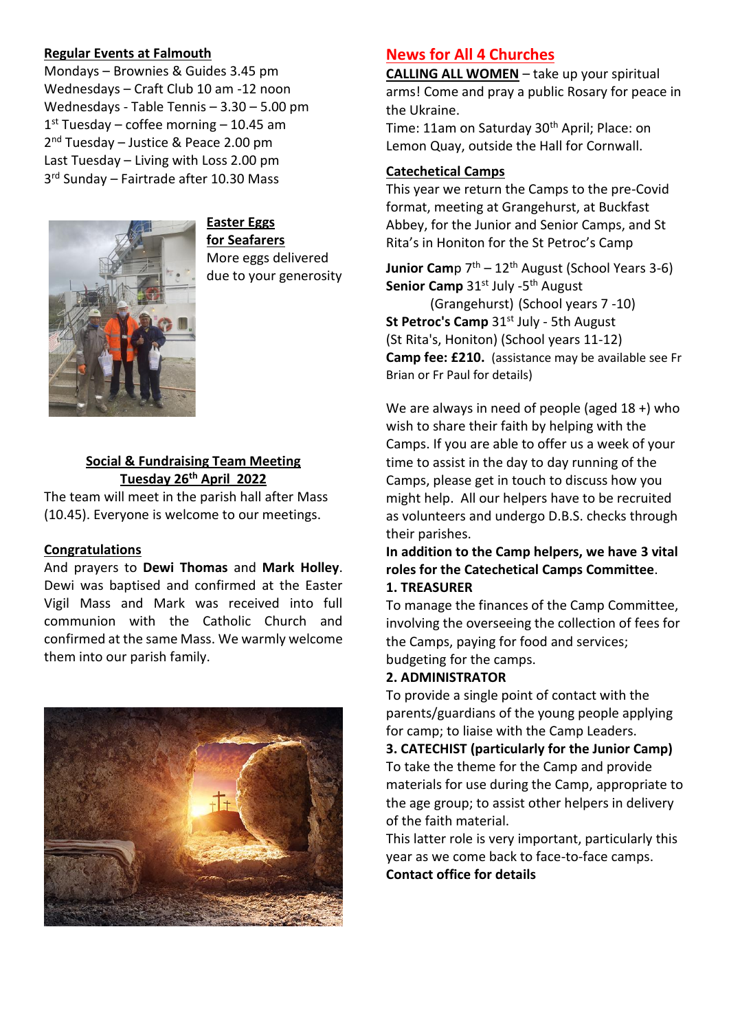**Regular Events at Falmouth**

Mondays – Brownies & Guides 3.45 pm
Wednesdays – Craft Club 10 am -12 noon
Wednesdays - Table Tennis – 3.30 – 5.00 pm
1st Tuesday – coffee morning – 10.45 am
2nd Tuesday – Justice & Peace 2.00 pm
Last Tuesday – Living with Loss 2.00 pm
3rd Sunday – Fairtrade after 10.30 Mass

**Easter Eggs for Seafarers**

More eggs delivered due to your generosity

**Social & Fundraising Team Meeting**
**Tuesday 26th April 2022**

The team will meet in the parish hall after Mass (10.45). Everyone is welcome to our meetings.

**Congratulations**

And prayers to **Dewi Thomas** and **Mark Holley**. Dewi was baptised and confirmed at the Easter Vigil Mass and Mark was received into full communion with the Catholic Church and confirmed at the same Mass. We warmly welcome them into our parish family.

## News for All 4 Churches

**CALLING ALL WOMEN** – take up your spiritual arms! Come and pray a public Rosary for peace in the Ukraine.
Time: 11am on Saturday 30th April; Place: on Lemon Quay, outside the Hall for Cornwall.

**Catechetical Camps**

This year we return the Camps to the pre-Covid format, meeting at Grangehurst, at Buckfast Abbey, for the Junior and Senior Camps, and St Rita's in Honiton for the St Petroc's Camp

**Junior Camp** 7th – 12th August (School Years 3-6)
**Senior Camp** 31st July -5th August (Grangehurst) (School years 7 -10)
**St Petroc's Camp** 31st July - 5th August (St Rita's, Honiton) (School years 11-12)
**Camp fee: £210.** (assistance may be available see Fr Brian or Fr Paul for details)

We are always in need of people (aged 18 +) who wish to share their faith by helping with the Camps. If you are able to offer us a week of your time to assist in the day to day running of the Camps, please get in touch to discuss how you might help. All our helpers have to be recruited as volunteers and undergo D.B.S. checks through their parishes.

**In addition to the Camp helpers, we have 3 vital roles for the Catechetical Camps Committee.**

**1. TREASURER**
To manage the finances of the Camp Committee, involving the overseeing the collection of fees for the Camps, paying for food and services; budgeting for the camps.

**2. ADMINISTRATOR**
To provide a single point of contact with the parents/guardians of the young people applying for camp; to liaise with the Camp Leaders.

**3. CATECHIST (particularly for the Junior Camp)**
To take the theme for the Camp and provide materials for use during the Camp, appropriate to the age group; to assist other helpers in delivery of the faith material.

This latter role is very important, particularly this year as we come back to face-to-face camps.

**Contact office for details**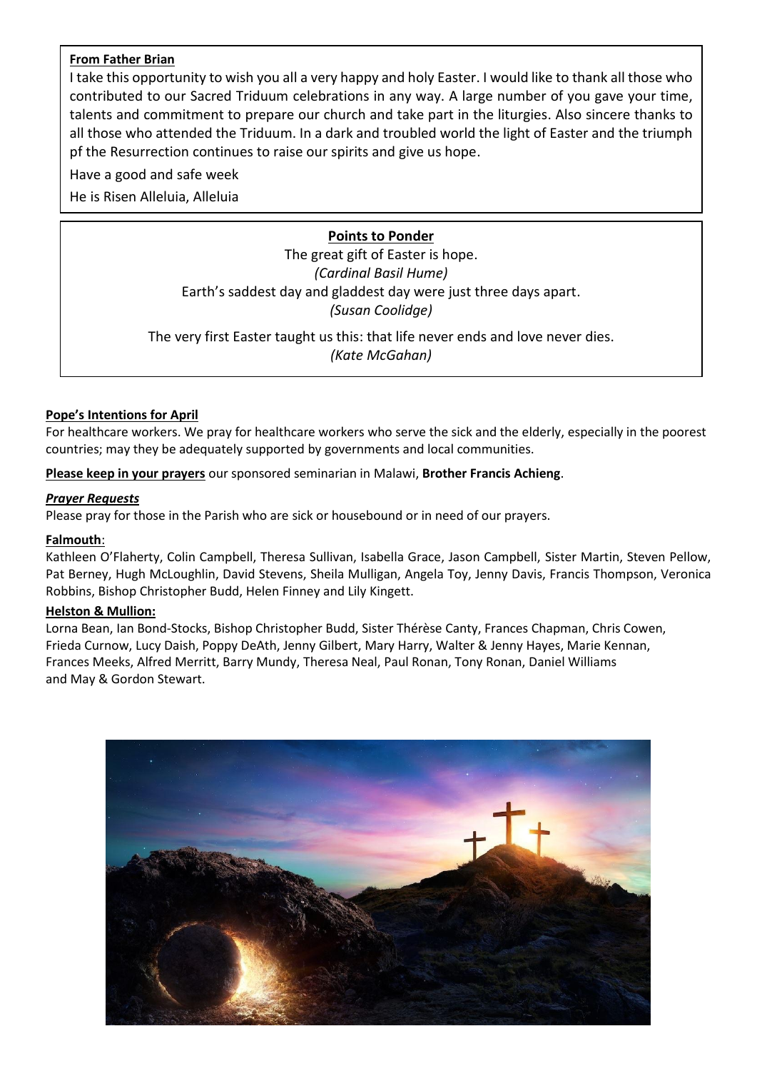**From Father Brian**

I take this opportunity to wish you all a very happy and holy Easter. I would like to thank all those who contributed to our Sacred Triduum celebrations in any way. A large number of you gave your time, talents and commitment to prepare our church and take part in the liturgies. Also sincere thanks to all those who attended the Triduum. In a dark and troubled world the light of Easter and the triumph pf the Resurrection continues to raise our spirits and give us hope.

Have a good and safe week

He is Risen Alleluia, Alleluia

**Points to Ponder**

The great gift of Easter is hope.
*(Cardinal Basil Hume)*

Earth's saddest day and gladdest day were just three days apart.
*(Susan Coolidge)*

The very first Easter taught us this: that life never ends and love never dies.
*(Kate McGahan)*

**Pope's Intentions for April**

For healthcare workers. We pray for healthcare workers who serve the sick and the elderly, especially in the poorest countries; may they be adequately supported by governments and local communities.

**Please keep in your prayers** our sponsored seminarian in Malawi, **Brother Francis Achieng**.

***Prayer Requests***

Please pray for those in the Parish who are sick or housebound or in need of our prayers.

**Falmouth**:

Kathleen O'Flaherty, Colin Campbell, Theresa Sullivan, Isabella Grace, Jason Campbell, Sister Martin, Steven Pellow, Pat Berney, Hugh McLoughlin, David Stevens, Sheila Mulligan, Angela Toy, Jenny Davis, Francis Thompson, Veronica Robbins, Bishop Christopher Budd, Helen Finney and Lily Kingett.

**Helston & Mullion:**

Lorna Bean, Ian Bond-Stocks, Bishop Christopher Budd, Sister Thérèse Canty, Frances Chapman, Chris Cowen, Frieda Curnow, Lucy Daish, Poppy DeAth, Jenny Gilbert, Mary Harry, Walter & Jenny Hayes, Marie Kennan, Frances Meeks, Alfred Merritt, Barry Mundy, Theresa Neal, Paul Ronan, Tony Ronan, Daniel Williams and May & Gordon Stewart.